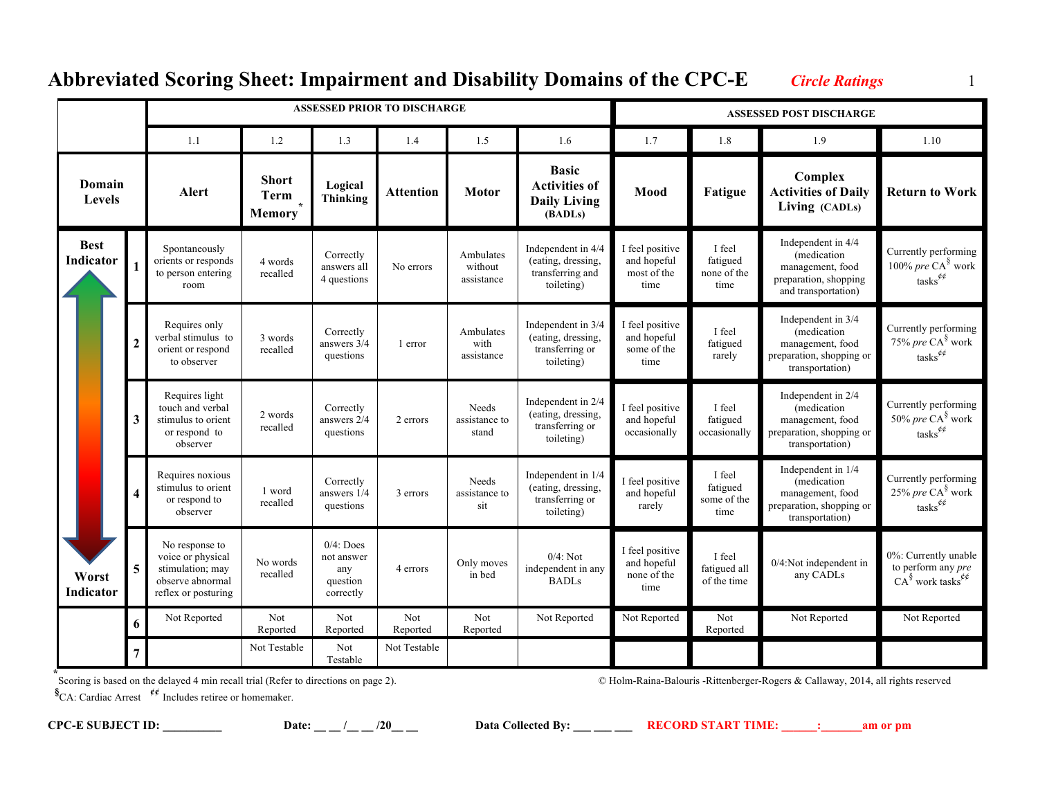# Abbreviated Scoring Sheet: Impairment and Disability Domains of the CPC-E

*Circle Ratings*

| | | ASSESSED PRIOR TO DISCHARGE | | | | | | ASSESSED POST DISCHARGE | | | |
|---|---|---|---|---|---|---|---|---|---|---|---|
| | | 1.1 | 1.2 | 1.3 | 1.4 | 1.5 | 1.6 | 1.7 | 1.8 | 1.9 | 1.10 |
| **Domain Levels** | | **Alert** | **Short Term Memory*** | **Logical Thinking** | **Attention** | **Motor** | **Basic Activities of Daily Living (BADLs)** | **Mood** | **Fatigue** | **Complex Activities of Daily Living (CADLs)** | **Return to Work** |
| **Best Indicator** | **1** | Spontaneously orients or responds to person entering room | 4 words recalled | Correctly answers all 4 questions | No errors | Ambulates without assistance | Independent in 4/4 (eating, dressing, transferring and toileting) | I feel positive and hopeful most of the time | I feel fatigued none of the time | Independent in 4/4 (medication management, food preparation, shopping and transportation) | Currently performing 100% *pre* CA§ work tasks¢¢ |
| | **2** | Requires only verbal stimulus to orient or respond to observer | 3 words recalled | Correctly answers 3/4 questions | 1 error | Ambulates with assistance | Independent in 3/4 (eating, dressing, transferring or toileting) | I feel positive and hopeful some of the time | I feel fatigued rarely | Independent in 3/4 (medication management, food preparation, shopping or transportation) | Currently performing 75% *pre* CA§ work tasks¢¢ |
| | **3** | Requires light touch and verbal stimulus to orient or respond to observer | 2 words recalled | Correctly answers 2/4 questions | 2 errors | Needs assistance to stand | Independent in 2/4 (eating, dressing, transferring or toileting) | I feel positive and hopeful occasionally | I feel fatigued occasionally | Independent in 2/4 (medication management, food preparation, shopping or transportation) | Currently performing 50% *pre* CA§ work tasks¢¢ |
| | **4** | Requires noxious stimulus to orient or respond to observer | 1 word recalled | Correctly answers 1/4 questions | 3 errors | Needs assistance to sit | Independent in 1/4 (eating, dressing, transferring or toileting) | I feel positive and hopeful rarely | I feel fatigued some of the time | Independent in 1/4 (medication management, food preparation, shopping or transportation) | Currently performing 25% *pre* CA§ work tasks¢¢ |
| **Worst Indicator** | **5** | No response to voice or physical stimulation; may observe abnormal reflex or posturing | No words recalled | 0/4: Does not answer any question correctly | 4 errors | Only moves in bed | 0/4: Not independent in any BADLs | I feel positive and hopeful none of the time | I feel fatigued all of the time | 0/4:Not independent in any CADLs | 0%: Currently unable to perform any *pre* CA§ work tasks¢¢ |
| | **6** | Not Reported | Not Reported | Not Reported | Not Reported | Not Reported | Not Reported | Not Reported | Not Reported | Not Reported | Not Reported |
| | **7** | | Not Testable | Not Testable | Not Testable | | | | | | |

*Scoring is based on the delayed 4 min recall trial (Refer to directions on page 2).

§CA: Cardiac Arrest ¢¢ Includes retiree or homemaker.

© Holm-Raina-Balouris -Rittenberger-Rogers & Callaway, 2014, all rights reserved

**CPC-E SUBJECT ID: __________** **Date: __ __ /__ __ /20__ __** **Data Collected By: ___ ___ ___** **RECORD START TIME: ______:_______am or pm**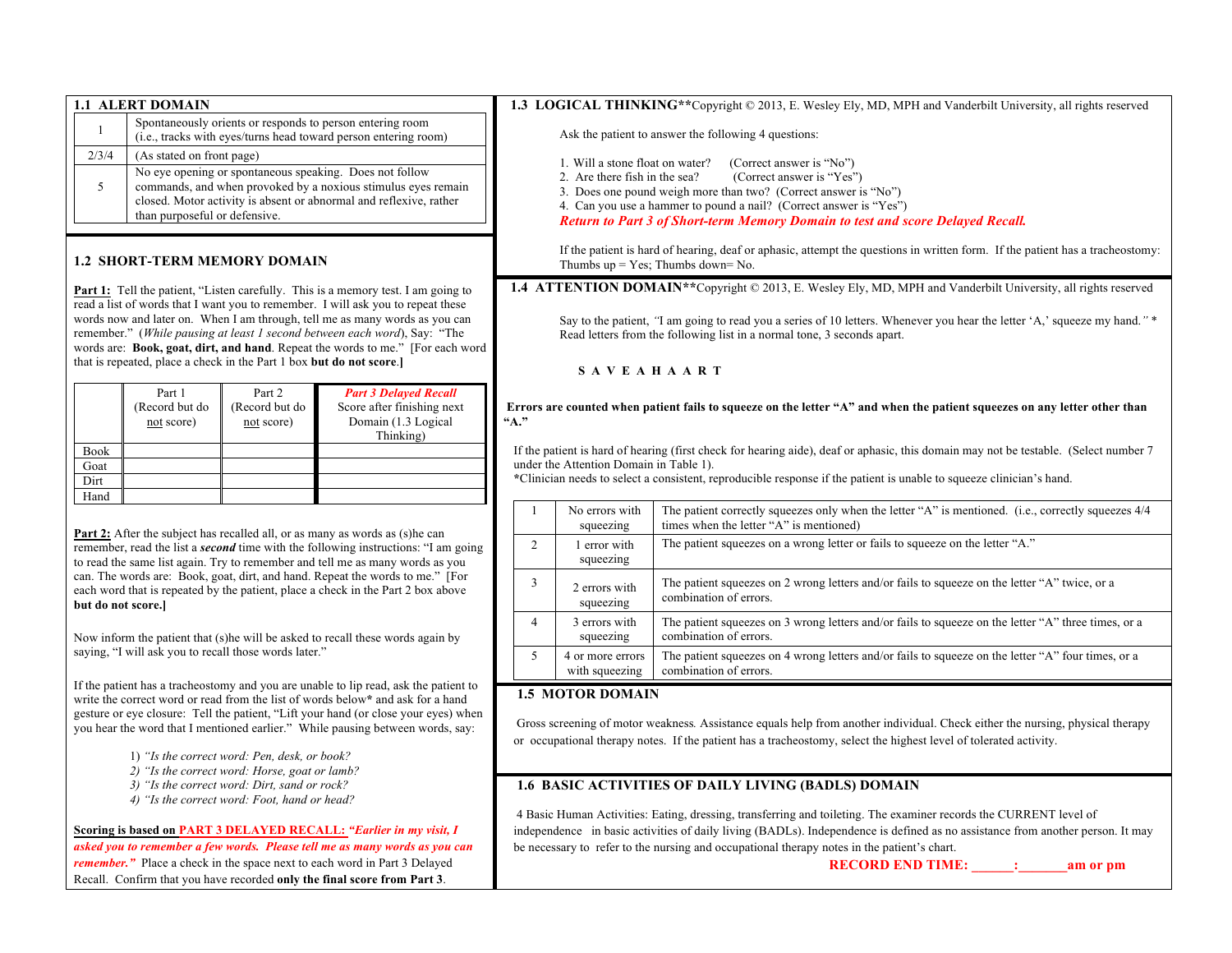## 1.1 ALERT DOMAIN

| | |
|---|---|
| 1 | Spontaneously orients or responds to person entering room (i.e., tracks with eyes/turns head toward person entering room) |
| 2/3/4 | (As stated on front page) |
| 5 | No eye opening or spontaneous speaking. Does not follow commands, and when provoked by a noxious stimulus eyes remain closed. Motor activity is absent or abnormal and reflexive, rather than purposeful or defensive. |

## 1.2 SHORT-TERM MEMORY DOMAIN

**Part 1:** Tell the patient, "Listen carefully. This is a memory test. I am going to read a list of words that I want you to remember. I will ask you to repeat these words now and later on. When I am through, tell me as many words as you can remember." (*While pausing at least 1 second between each word*), Say: "The words are: **Book, goat, dirt, and hand**. Repeat the words to me." [For each word that is repeated, place a check in the Part 1 box **but do not score**.]

| | Part 1 (Record but do not score) | Part 2 (Record but do not score) | ***Part 3 Delayed Recall*** Score after finishing next Domain (1.3 Logical Thinking) |
|---|---|---|---|
| Book | | | |
| Goat | | | |
| Dirt | | | |
| Hand | | | |

**Part 2:** After the subject has recalled all, or as many as words as (s)he can remember, read the list a ***second*** time with the following instructions: "I am going to read the same list again. Try to remember and tell me as many words as you can. The words are: Book, goat, dirt, and hand. Repeat the words to me." [For each word that is repeated by the patient, place a check in the Part 2 box above **but do not score.]**

Now inform the patient that (s)he will be asked to recall these words again by saying, "I will ask you to recall those words later."

If the patient has a tracheostomy and you are unable to lip read, ask the patient to write the correct word or read from the list of words below* and ask for a hand gesture or eye closure: Tell the patient, "Lift your hand (or close your eyes) when you hear the word that I mentioned earlier." While pausing between words, say:

1) *"Is the correct word: Pen, desk, or book?*
2) *"Is the correct word: Horse, goat or lamb?*
3) *"Is the correct word: Dirt, sand or rock?*
4) *"Is the correct word: Foot, hand or head?*

**Scoring is based on PART 3 DELAYED RECALL:** ***"Earlier in my visit, I asked you to remember a few words. Please tell me as many words as you can remember."*** Place a check in the space next to each word in Part 3 Delayed Recall. Confirm that you have recorded **only the final score from Part 3**.

## 1.3 LOGICAL THINKING**

Copyright © 2013, E. Wesley Ely, MD, MPH and Vanderbilt University, all rights reserved

Ask the patient to answer the following 4 questions:

1. Will a stone float on water? (Correct answer is "No")
2. Are there fish in the sea? (Correct answer is "Yes")
3. Does one pound weigh more than two? (Correct answer is "No")
4. Can you use a hammer to pound a nail? (Correct answer is "Yes")

***Return to Part 3 of Short-term Memory Domain to test and score Delayed Recall.***

If the patient is hard of hearing, deaf or aphasic, attempt the questions in written form. If the patient has a tracheostomy: Thumbs up = Yes; Thumbs down= No.

## 1.4 ATTENTION DOMAIN**

Copyright © 2013, E. Wesley Ely, MD, MPH and Vanderbilt University, all rights reserved

Say to the patient, *"*I am going to read you a series of 10 letters. Whenever you hear the letter 'A,' squeeze my hand.*"* * Read letters from the following list in a normal tone, 3 seconds apart.

**S A V E A H A A R T**

**Errors are counted when patient fails to squeeze on the letter "A" and when the patient squeezes on any letter other than "A."**

If the patient is hard of hearing (first check for hearing aide), deaf or aphasic, this domain may not be testable. (Select number 7 under the Attention Domain in Table 1).
*Clinician needs to select a consistent, reproducible response if the patient is unable to squeeze clinician's hand.

| | | |
|---|---|---|
| 1 | No errors with squeezing | The patient correctly squeezes only when the letter "A" is mentioned. (i.e., correctly squeezes 4/4 times when the letter "A" is mentioned) |
| 2 | 1 error with squeezing | The patient squeezes on a wrong letter or fails to squeeze on the letter "A." |
| 3 | 2 errors with squeezing | The patient squeezes on 2 wrong letters and/or fails to squeeze on the letter "A" twice, or a combination of errors. |
| 4 | 3 errors with squeezing | The patient squeezes on 3 wrong letters and/or fails to squeeze on the letter "A" three times, or a combination of errors. |
| 5 | 4 or more errors with squeezing | The patient squeezes on 4 wrong letters and/or fails to squeeze on the letter "A" four times, or a combination of errors. |

## 1.5 MOTOR DOMAIN

Gross screening of motor weakness*.* Assistance equals help from another individual. Check either the nursing, physical therapy or occupational therapy notes. If the patient has a tracheostomy, select the highest level of tolerated activity.

## 1.6 BASIC ACTIVITIES OF DAILY LIVING (BADLS) DOMAIN

4 Basic Human Activities: Eating, dressing, transferring and toileting. The examiner records the CURRENT level of independence in basic activities of daily living (BADLs). Independence is defined as no assistance from another person. It may be necessary to refer to the nursing and occupational therapy notes in the patient's chart.

**RECORD END TIME: ______:_______am or pm**